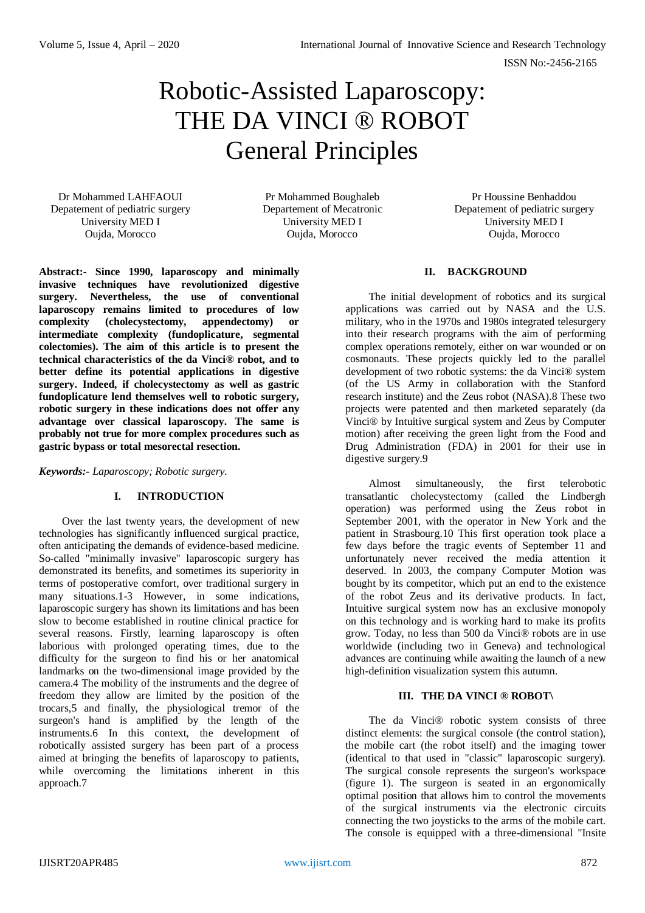# Robotic-Assisted Laparoscopy: THE DA VINCI ® ROBOT General Principles

Dr Mohammed LAHFAOUI
Depatement of pediatric surgery
University MED I
Oujda, Morocco

Pr Mohammed Boughaleb
Departement of Mecatronic
University MED I
Oujda, Morocco

Pr Houssine Benhaddou
Depatement of pediatric surgery
University MED I
Oujda, Morocco

**Abstract:- Since 1990, laparoscopy and minimally invasive techniques have revolutionized digestive surgery. Nevertheless, the use of conventional laparoscopy remains limited to procedures of low complexity (cholecystectomy, appendectomy) or intermediate complexity (fundoplicature, segmental colectomies). The aim of this article is to present the technical characteristics of the da Vinci® robot, and to better define its potential applications in digestive surgery. Indeed, if cholecystectomy as well as gastric fundoplicature lend themselves well to robotic surgery, robotic surgery in these indications does not offer any advantage over classical laparoscopy. The same is probably not true for more complex procedures such as gastric bypass or total mesorectal resection.**

***Keywords:-** Laparoscopy; Robotic surgery.*

## I. INTRODUCTION

Over the last twenty years, the development of new technologies has significantly influenced surgical practice, often anticipating the demands of evidence-based medicine. So-called "minimally invasive" laparoscopic surgery has demonstrated its benefits, and sometimes its superiority in terms of postoperative comfort, over traditional surgery in many situations.1-3 However, in some indications, laparoscopic surgery has shown its limitations and has been slow to become established in routine clinical practice for several reasons. Firstly, learning laparoscopy is often laborious with prolonged operating times, due to the difficulty for the surgeon to find his or her anatomical landmarks on the two-dimensional image provided by the camera.4 The mobility of the instruments and the degree of freedom they allow are limited by the position of the trocars,5 and finally, the physiological tremor of the surgeon's hand is amplified by the length of the instruments.6 In this context, the development of robotically assisted surgery has been part of a process aimed at bringing the benefits of laparoscopy to patients, while overcoming the limitations inherent in this approach.7

## II. BACKGROUND

The initial development of robotics and its surgical applications was carried out by NASA and the U.S. military, who in the 1970s and 1980s integrated telesurgery into their research programs with the aim of performing complex operations remotely, either on war wounded or on cosmonauts. These projects quickly led to the parallel development of two robotic systems: the da Vinci® system (of the US Army in collaboration with the Stanford research institute) and the Zeus robot (NASA).8 These two projects were patented and then marketed separately (da Vinci® by Intuitive surgical system and Zeus by Computer motion) after receiving the green light from the Food and Drug Administration (FDA) in 2001 for their use in digestive surgery.9

Almost simultaneously, the first telerobotic transatlantic cholecystectomy (called the Lindbergh operation) was performed using the Zeus robot in September 2001, with the operator in New York and the patient in Strasbourg.10 This first operation took place a few days before the tragic events of September 11 and unfortunately never received the media attention it deserved. In 2003, the company Computer Motion was bought by its competitor, which put an end to the existence of the robot Zeus and its derivative products. In fact, Intuitive surgical system now has an exclusive monopoly on this technology and is working hard to make its profits grow. Today, no less than 500 da Vinci® robots are in use worldwide (including two in Geneva) and technological advances are continuing while awaiting the launch of a new high-definition visualization system this autumn.

## III. THE DA VINCI ® ROBOT\

The da Vinci® robotic system consists of three distinct elements: the surgical console (the control station), the mobile cart (the robot itself) and the imaging tower (identical to that used in "classic" laparoscopic surgery). The surgical console represents the surgeon's workspace (figure 1). The surgeon is seated in an ergonomically optimal position that allows him to control the movements of the surgical instruments via the electronic circuits connecting the two joysticks to the arms of the mobile cart. The console is equipped with a three-dimensional "Insite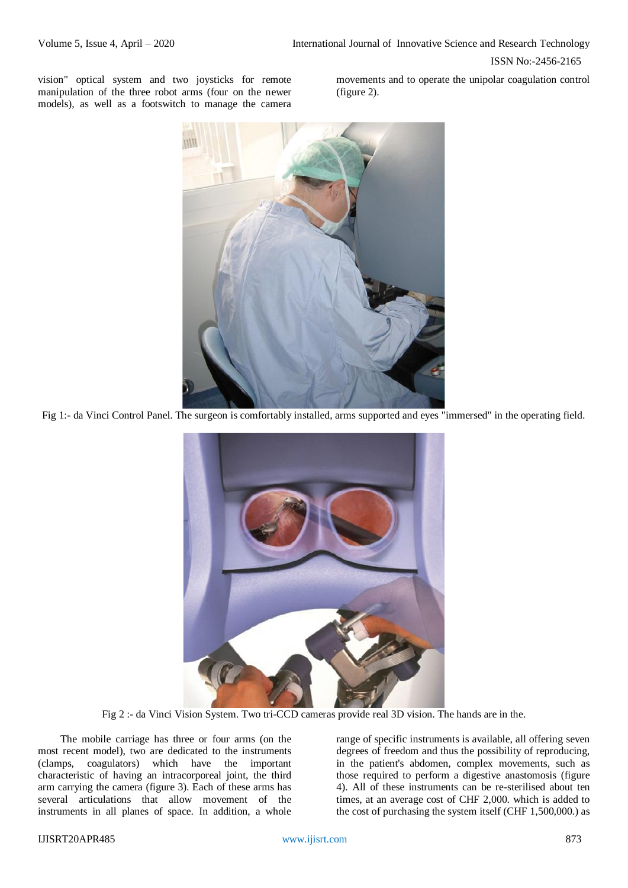vision" optical system and two joysticks for remote manipulation of the three robot arms (four on the newer models), as well as a footswitch to manage the camera movements and to operate the unipolar coagulation control (figure 2).

Fig 1:- da Vinci Control Panel. The surgeon is comfortably installed, arms supported and eyes "immersed" in the operating field.

Fig 2 :- da Vinci Vision System. Two tri-CCD cameras provide real 3D vision. The hands are in the.

The mobile carriage has three or four arms (on the most recent model), two are dedicated to the instruments (clamps, coagulators) which have the important characteristic of having an intracorporeal joint, the third arm carrying the camera (figure 3). Each of these arms has several articulations that allow movement of the instruments in all planes of space. In addition, a whole range of specific instruments is available, all offering seven degrees of freedom and thus the possibility of reproducing, in the patient's abdomen, complex movements, such as those required to perform a digestive anastomosis (figure 4). All of these instruments can be re-sterilised about ten times, at an average cost of CHF 2,000. which is added to the cost of purchasing the system itself (CHF 1,500,000.) as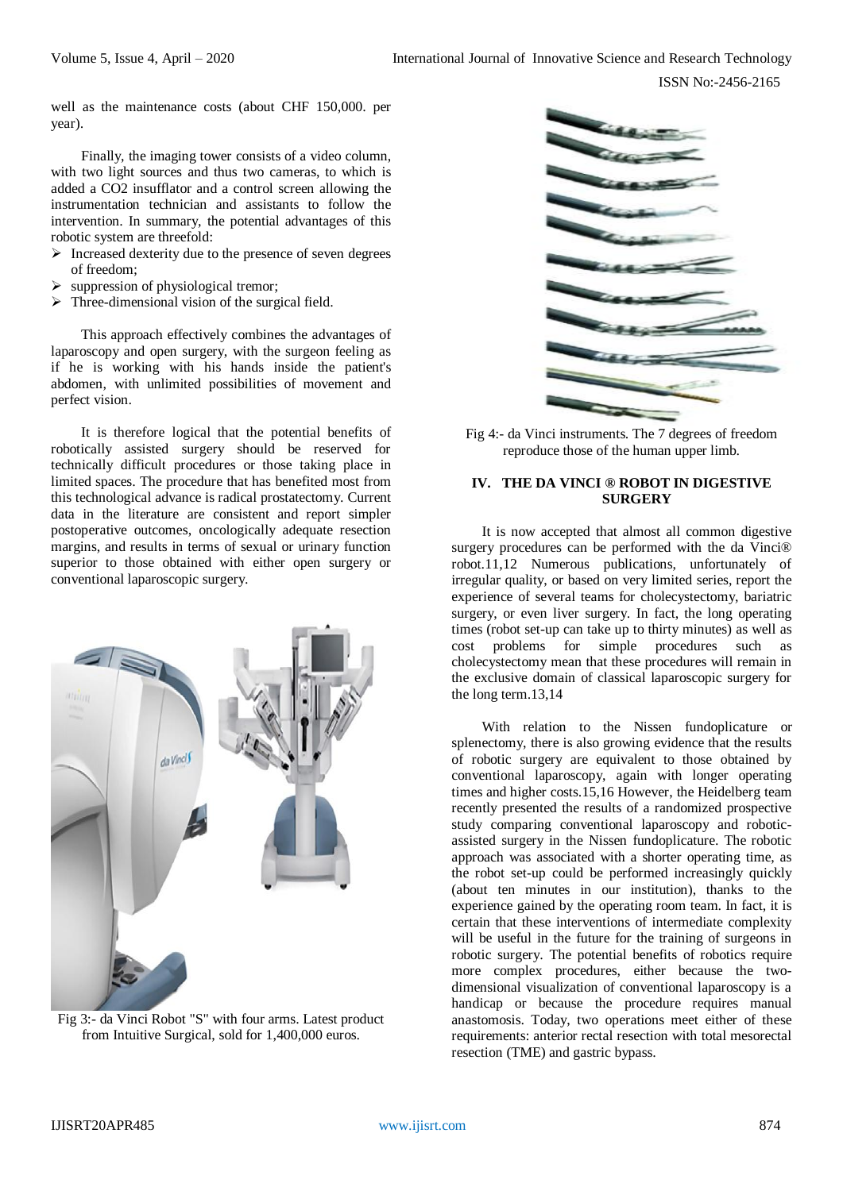well as the maintenance costs (about CHF 150,000. per year).

Finally, the imaging tower consists of a video column, with two light sources and thus two cameras, to which is added a $CO_2$ insufflator and a control screen allowing the instrumentation technician and assistants to follow the intervention. In summary, the potential advantages of this robotic system are threefold:

- Increased dexterity due to the presence of seven degrees of freedom;
- suppression of physiological tremor;
- Three-dimensional vision of the surgical field.

This approach effectively combines the advantages of laparoscopy and open surgery, with the surgeon feeling as if he is working with his hands inside the patient's abdomen, with unlimited possibilities of movement and perfect vision.

It is therefore logical that the potential benefits of robotically assisted surgery should be reserved for technically difficult procedures or those taking place in limited spaces. The procedure that has benefited most from this technological advance is radical prostatectomy. Current data in the literature are consistent and report simpler postoperative outcomes, oncologically adequate resection margins, and results in terms of sexual or urinary function superior to those obtained with either open surgery or conventional laparoscopic surgery.

Fig 3:- da Vinci Robot "S" with four arms. Latest product from Intuitive Surgical, sold for 1,400,000 euros.

Fig 4:- da Vinci instruments. The 7 degrees of freedom reproduce those of the human upper limb.

## IV. THE DA VINCI ® ROBOT IN DIGESTIVE SURGERY

It is now accepted that almost all common digestive surgery procedures can be performed with the da Vinci® robot.11,12 Numerous publications, unfortunately of irregular quality, or based on very limited series, report the experience of several teams for cholecystectomy, bariatric surgery, or even liver surgery. In fact, the long operating times (robot set-up can take up to thirty minutes) as well as cost problems for simple procedures such as cholecystectomy mean that these procedures will remain in the exclusive domain of classical laparoscopic surgery for the long term.13,14

With relation to the Nissen fundoplicature or splenectomy, there is also growing evidence that the results of robotic surgery are equivalent to those obtained by conventional laparoscopy, again with longer operating times and higher costs.15,16 However, the Heidelberg team recently presented the results of a randomized prospective study comparing conventional laparoscopy and robotic-assisted surgery in the Nissen fundoplicature. The robotic approach was associated with a shorter operating time, as the robot set-up could be performed increasingly quickly (about ten minutes in our institution), thanks to the experience gained by the operating room team. In fact, it is certain that these interventions of intermediate complexity will be useful in the future for the training of surgeons in robotic surgery. The potential benefits of robotics require more complex procedures, either because the two-dimensional visualization of conventional laparoscopy is a handicap or because the procedure requires manual anastomosis. Today, two operations meet either of these requirements: anterior rectal resection with total mesorectal resection (TME) and gastric bypass.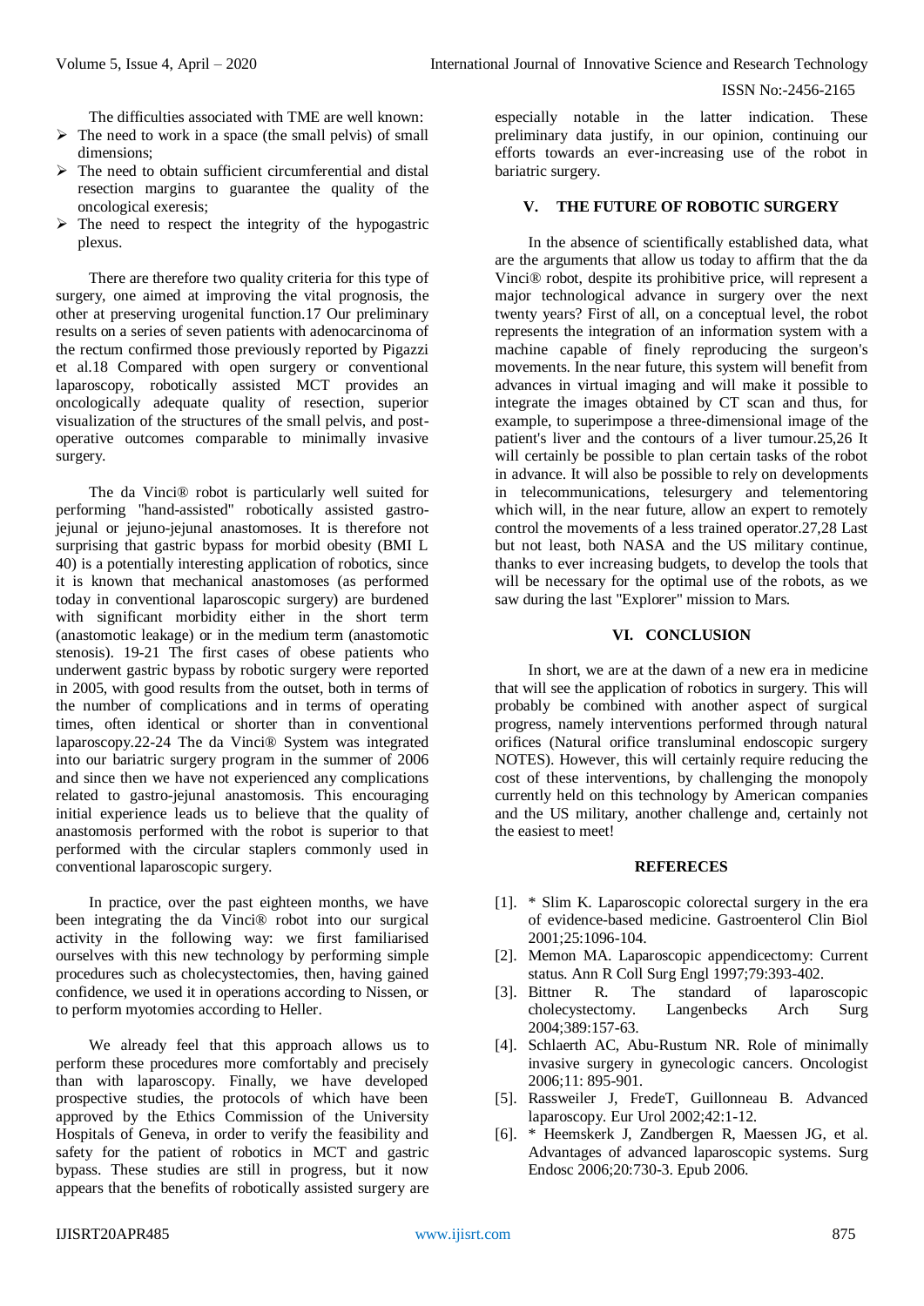The difficulties associated with TME are well known:

- The need to work in a space (the small pelvis) of small dimensions;
- The need to obtain sufficient circumferential and distal resection margins to guarantee the quality of the oncological exeresis;
- The need to respect the integrity of the hypogastric plexus.

There are therefore two quality criteria for this type of surgery, one aimed at improving the vital prognosis, the other at preserving urogenital function.17 Our preliminary results on a series of seven patients with adenocarcinoma of the rectum confirmed those previously reported by Pigazzi et al.18 Compared with open surgery or conventional laparoscopy, robotically assisted MCT provides an oncologically adequate quality of resection, superior visualization of the structures of the small pelvis, and post-operative outcomes comparable to minimally invasive surgery.

The da Vinci® robot is particularly well suited for performing "hand-assisted" robotically assisted gastro-jejunal or jejuno-jejunal anastomoses. It is therefore not surprising that gastric bypass for morbid obesity (BMI L 40) is a potentially interesting application of robotics, since it is known that mechanical anastomoses (as performed today in conventional laparoscopic surgery) are burdened with significant morbidity either in the short term (anastomotic leakage) or in the medium term (anastomotic stenosis). 19-21 The first cases of obese patients who underwent gastric bypass by robotic surgery were reported in 2005, with good results from the outset, both in terms of the number of complications and in terms of operating times, often identical or shorter than in conventional laparoscopy.22-24 The da Vinci® System was integrated into our bariatric surgery program in the summer of 2006 and since then we have not experienced any complications related to gastro-jejunal anastomosis. This encouraging initial experience leads us to believe that the quality of anastomosis performed with the robot is superior to that performed with the circular staplers commonly used in conventional laparoscopic surgery.

In practice, over the past eighteen months, we have been integrating the da Vinci® robot into our surgical activity in the following way: we first familiarised ourselves with this new technology by performing simple procedures such as cholecystectomies, then, having gained confidence, we used it in operations according to Nissen, or to perform myotomies according to Heller.

We already feel that this approach allows us to perform these procedures more comfortably and precisely than with laparoscopy. Finally, we have developed prospective studies, the protocols of which have been approved by the Ethics Commission of the University Hospitals of Geneva, in order to verify the feasibility and safety for the patient of robotics in MCT and gastric bypass. These studies are still in progress, but it now appears that the benefits of robotically assisted surgery are especially notable in the latter indication. These preliminary data justify, in our opinion, continuing our efforts towards an ever-increasing use of the robot in bariatric surgery.

## V. THE FUTURE OF ROBOTIC SURGERY

In the absence of scientifically established data, what are the arguments that allow us today to affirm that the da Vinci® robot, despite its prohibitive price, will represent a major technological advance in surgery over the next twenty years? First of all, on a conceptual level, the robot represents the integration of an information system with a machine capable of finely reproducing the surgeon's movements. In the near future, this system will benefit from advances in virtual imaging and will make it possible to integrate the images obtained by CT scan and thus, for example, to superimpose a three-dimensional image of the patient's liver and the contours of a liver tumour.25,26 It will certainly be possible to plan certain tasks of the robot in advance. It will also be possible to rely on developments in telecommunications, telesurgery and telementoring which will, in the near future, allow an expert to remotely control the movements of a less trained operator.27,28 Last but not least, both NASA and the US military continue, thanks to ever increasing budgets, to develop the tools that will be necessary for the optimal use of the robots, as we saw during the last "Explorer" mission to Mars.

## VI. CONCLUSION

In short, we are at the dawn of a new era in medicine that will see the application of robotics in surgery. This will probably be combined with another aspect of surgical progress, namely interventions performed through natural orifices (Natural orifice transluminal endoscopic surgery NOTES). However, this will certainly require reducing the cost of these interventions, by challenging the monopoly currently held on this technology by American companies and the US military, another challenge and, certainly not the easiest to meet!

## REFERECES

[1]. * Slim K. Laparoscopic colorectal surgery in the era of evidence-based medicine. Gastroenterol Clin Biol 2001;25:1096-104.

[2]. Memon MA. Laparoscopic appendicectomy: Current status. Ann R Coll Surg Engl 1997;79:393-402.

[3]. Bittner R. The standard of laparoscopic cholecystectomy. Langenbecks Arch Surg 2004;389:157-63.

[4]. Schlaerth AC, Abu-Rustum NR. Role of minimally invasive surgery in gynecologic cancers. Oncologist 2006;11: 895-901.

[5]. Rassweiler J, FredeT, Guillonneau B. Advanced laparoscopy. Eur Urol 2002;42:1-12.

[6]. * Heemskerk J, Zandbergen R, Maessen JG, et al. Advantages of advanced laparoscopic systems. Surg Endosc 2006;20:730-3. Epub 2006.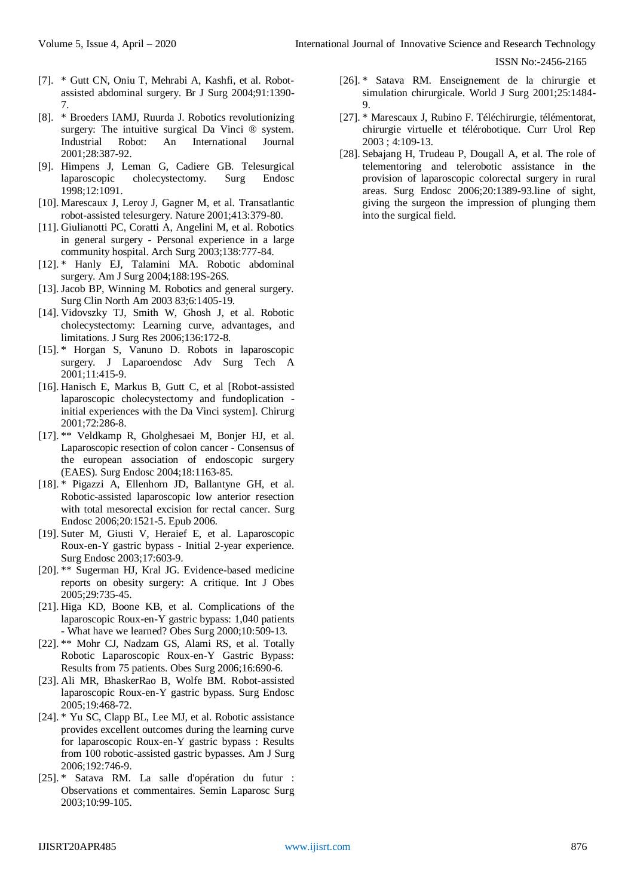[7]. * Gutt CN, Oniu T, Mehrabi A, Kashfi, et al. Robot-assisted abdominal surgery. Br J Surg 2004;91:1390-7.

[8]. * Broeders IAMJ, Ruurda J. Robotics revolutionizing surgery: The intuitive surgical Da Vinci ® system. Industrial Robot: An International Journal 2001;28:387-92.

[9]. Himpens J, Leman G, Cadiere GB. Telesurgical laparoscopic cholecystectomy. Surg Endosc 1998;12:1091.

[10]. Marescaux J, Leroy J, Gagner M, et al. Transatlantic robot-assisted telesurgery. Nature 2001;413:379-80.

[11]. Giulianotti PC, Coratti A, Angelini M, et al. Robotics in general surgery - Personal experience in a large community hospital. Arch Surg 2003;138:777-84.

[12]. * Hanly EJ, Talamini MA. Robotic abdominal surgery. Am J Surg 2004;188:19S-26S.

[13]. Jacob BP, Winning M. Robotics and general surgery. Surg Clin North Am 2003 83;6:1405-19.

[14]. Vidovszky TJ, Smith W, Ghosh J, et al. Robotic cholecystectomy: Learning curve, advantages, and limitations. J Surg Res 2006;136:172-8.

[15]. * Horgan S, Vanuno D. Robots in laparoscopic surgery. J Laparoendosc Adv Surg Tech A 2001;11:415-9.

[16]. Hanisch E, Markus B, Gutt C, et al [Robot-assisted laparoscopic cholecystectomy and fundoplication - initial experiences with the Da Vinci system]. Chirurg 2001;72:286-8.

[17]. ** Veldkamp R, Gholghesaei M, Bonjer HJ, et al. Laparoscopic resection of colon cancer - Consensus of the european association of endoscopic surgery (EAES). Surg Endosc 2004;18:1163-85.

[18]. * Pigazzi A, Ellenhorn JD, Ballantyne GH, et al. Robotic-assisted laparoscopic low anterior resection with total mesorectal excision for rectal cancer. Surg Endosc 2006;20:1521-5. Epub 2006.

[19]. Suter M, Giusti V, Heraief E, et al. Laparoscopic Roux-en-Y gastric bypass - Initial 2-year experience. Surg Endosc 2003;17:603-9.

[20]. ** Sugerman HJ, Kral JG. Evidence-based medicine reports on obesity surgery: A critique. Int J Obes 2005;29:735-45.

[21]. Higa KD, Boone KB, et al. Complications of the laparoscopic Roux-en-Y gastric bypass: 1,040 patients - What have we learned? Obes Surg 2000;10:509-13.

[22]. ** Mohr CJ, Nadzam GS, Alami RS, et al. Totally Robotic Laparoscopic Roux-en-Y Gastric Bypass: Results from 75 patients. Obes Surg 2006;16:690-6.

[23]. Ali MR, BhaskerRao B, Wolfe BM. Robot-assisted laparoscopic Roux-en-Y gastric bypass. Surg Endosc 2005;19:468-72.

[24]. * Yu SC, Clapp BL, Lee MJ, et al. Robotic assistance provides excellent outcomes during the learning curve for laparoscopic Roux-en-Y gastric bypass : Results from 100 robotic-assisted gastric bypasses. Am J Surg 2006;192:746-9.

[25]. * Satava RM. La salle d'opération du futur : Observations et commentaires. Semin Laparosc Surg 2003;10:99-105.

[26]. * Satava RM. Enseignement de la chirurgie et simulation chirurgicale. World J Surg 2001;25:1484-9.

[27]. * Marescaux J, Rubino F. Téléchirurgie, télémentorat, chirurgie virtuelle et télérobotique. Curr Urol Rep 2003 ; 4:109-13.

[28]. Sebajang H, Trudeau P, Dougall A, et al. The role of telementoring and telerobotic assistance in the provision of laparoscopic colorectal surgery in rural areas. Surg Endosc 2006;20:1389-93.line of sight, giving the surgeon the impression of plunging them into the surgical field.